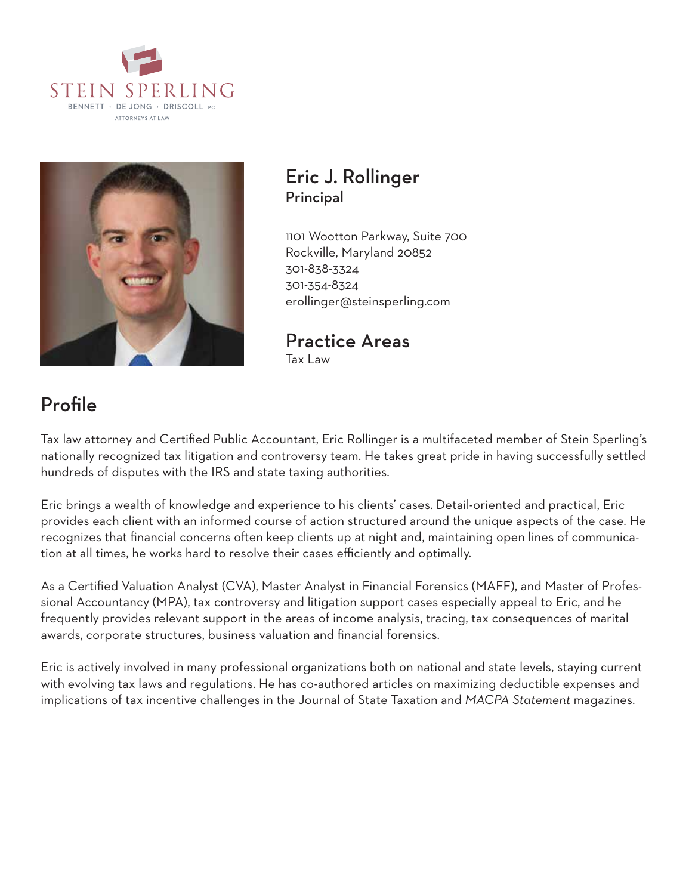STEIN SPERLING
BENNETT · DE JONG · DRISCOLL PC
ATTORNEYS AT LAW

# Eric J. Rollinger
**Principal**

1101 Wootton Parkway, Suite 700
Rockville, Maryland 20852
301-838-3324
301-354-8324
erollinger@steinsperling.com

## Practice Areas
Tax Law

## Profile

Tax law attorney and Certified Public Accountant, Eric Rollinger is a multifaceted member of Stein Sperling's nationally recognized tax litigation and controversy team. He takes great pride in having successfully settled hundreds of disputes with the IRS and state taxing authorities.

Eric brings a wealth of knowledge and experience to his clients' cases. Detail-oriented and practical, Eric provides each client with an informed course of action structured around the unique aspects of the case. He recognizes that financial concerns often keep clients up at night and, maintaining open lines of communication at all times, he works hard to resolve their cases efficiently and optimally.

As a Certified Valuation Analyst (CVA), Master Analyst in Financial Forensics (MAFF), and Master of Professional Accountancy (MPA), tax controversy and litigation support cases especially appeal to Eric, and he frequently provides relevant support in the areas of income analysis, tracing, tax consequences of marital awards, corporate structures, business valuation and financial forensics.

Eric is actively involved in many professional organizations both on national and state levels, staying current with evolving tax laws and regulations. He has co-authored articles on maximizing deductible expenses and implications of tax incentive challenges in the Journal of State Taxation and *MACPA Statement* magazines.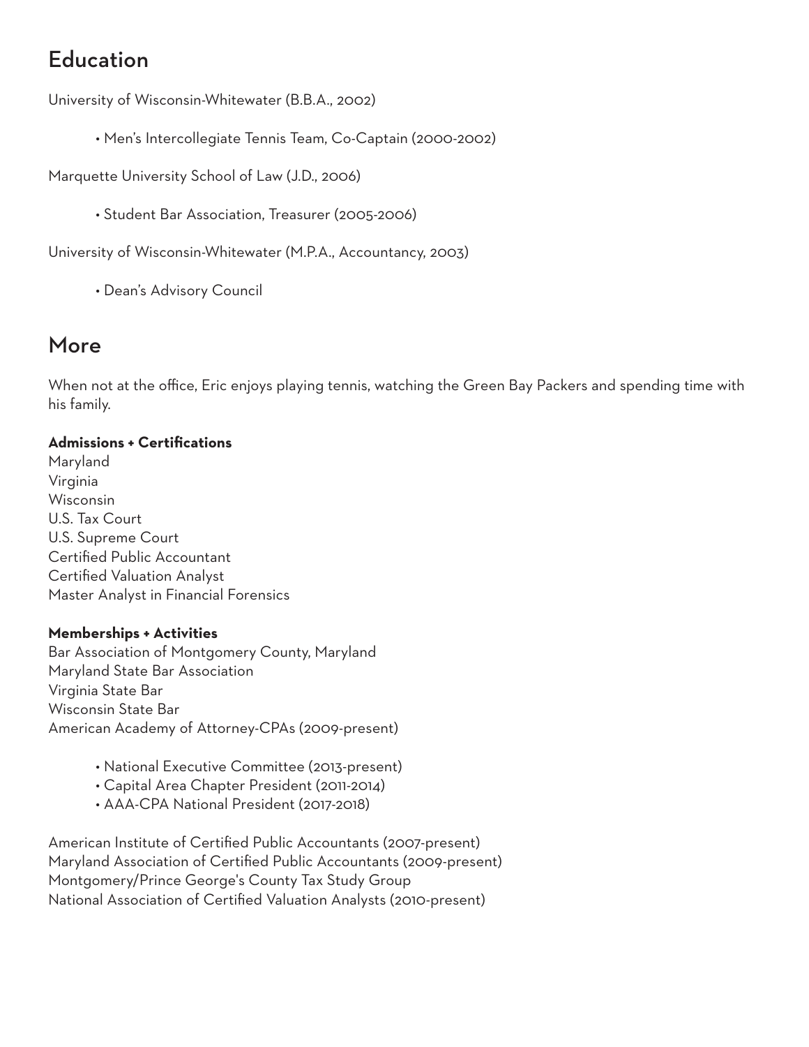## Education

University of Wisconsin-Whitewater (B.B.A., 2002)

- Men's Intercollegiate Tennis Team, Co-Captain (2000-2002)

Marquette University School of Law (J.D., 2006)

- Student Bar Association, Treasurer (2005-2006)

University of Wisconsin-Whitewater (M.P.A., Accountancy, 2003)

- Dean's Advisory Council

## More

When not at the office, Eric enjoys playing tennis, watching the Green Bay Packers and spending time with his family.

**Admissions + Certifications**

Maryland
Virginia
Wisconsin
U.S. Tax Court
U.S. Supreme Court
Certified Public Accountant
Certified Valuation Analyst
Master Analyst in Financial Forensics

**Memberships + Activities**

Bar Association of Montgomery County, Maryland
Maryland State Bar Association
Virginia State Bar
Wisconsin State Bar
American Academy of Attorney-CPAs (2009-present)

- National Executive Committee (2013-present)
- Capital Area Chapter President (2011-2014)
- AAA-CPA National President (2017-2018)

American Institute of Certified Public Accountants (2007-present)
Maryland Association of Certified Public Accountants (2009-present)
Montgomery/Prince George's County Tax Study Group
National Association of Certified Valuation Analysts (2010-present)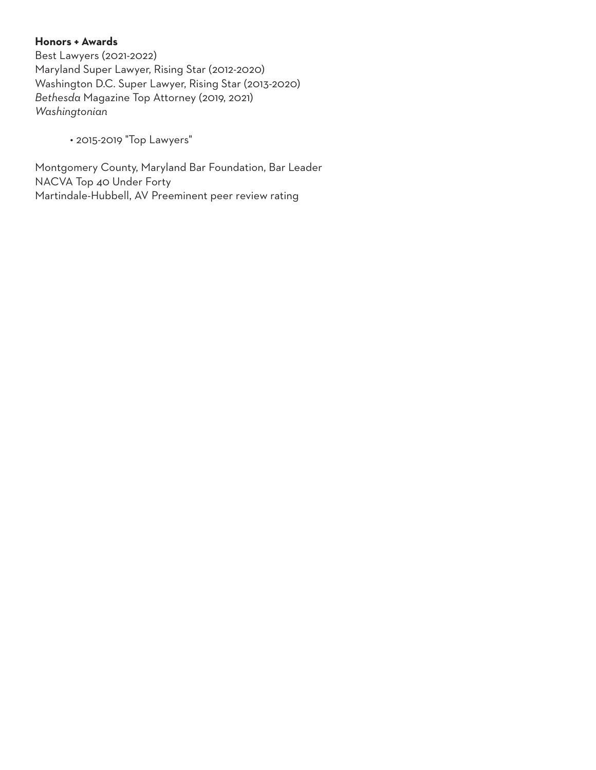**Honors + Awards**

Best Lawyers (2021-2022)
Maryland Super Lawyer, Rising Star (2012-2020)
Washington D.C. Super Lawyer, Rising Star (2013-2020)
*Bethesda* Magazine Top Attorney (2019, 2021)
*Washingtonian*

- 2015-2019 "Top Lawyers"

Montgomery County, Maryland Bar Foundation, Bar Leader
NACVA Top 40 Under Forty
Martindale-Hubbell, AV Preeminent peer review rating